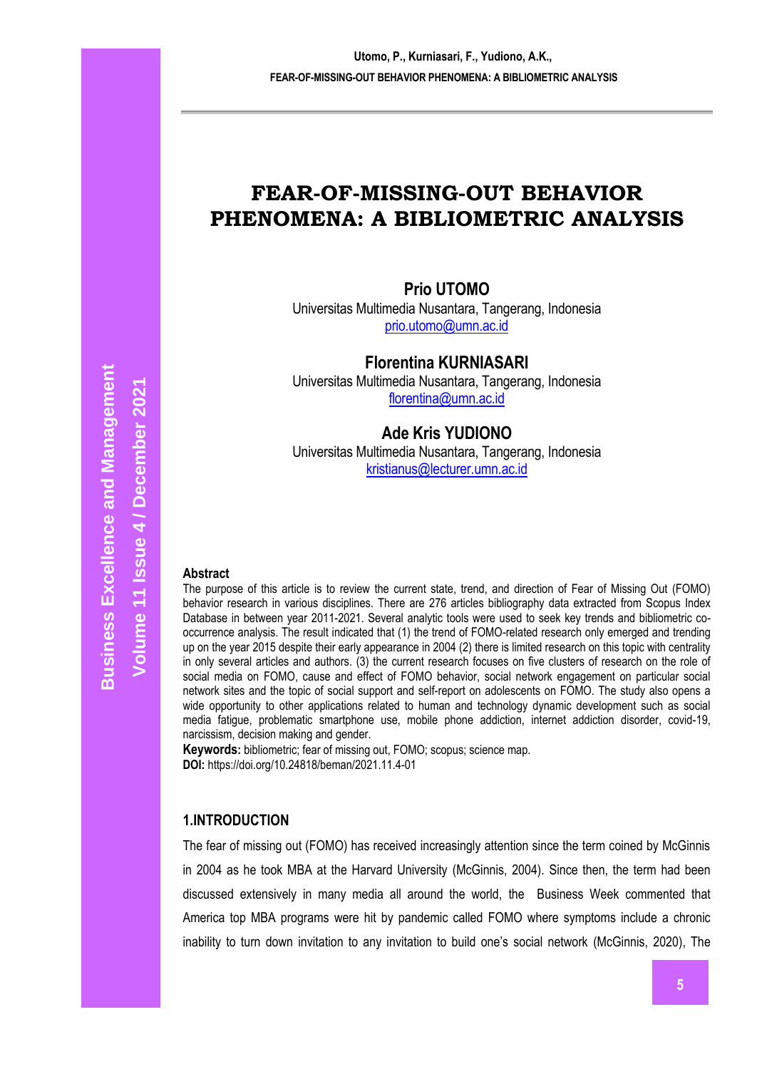# FEAR-OF-MISSING-OUT BEHAVIOR PHENOMENA: A BIBLIOMETRIC ANALYSIS

**Prio UTOMO**
Universitas Multimedia Nusantara, Tangerang, Indonesia
prio.utomo@umn.ac.id

**Florentina KURNIASARI**
Universitas Multimedia Nusantara, Tangerang, Indonesia
florentina@umn.ac.id

**Ade Kris YUDIONO**
Universitas Multimedia Nusantara, Tangerang, Indonesia
kristianus@lecturer.umn.ac.id

### Abstract

The purpose of this article is to review the current state, trend, and direction of Fear of Missing Out (FOMO) behavior research in various disciplines. There are 276 articles bibliography data extracted from Scopus Index Database in between year 2011-2021. Several analytic tools were used to seek key trends and bibliometric co-occurrence analysis. The result indicated that (1) the trend of FOMO-related research only emerged and trending up on the year 2015 despite their early appearance in 2004 (2) there is limited research on this topic with centrality in only several articles and authors. (3) the current research focuses on five clusters of research on the role of social media on FOMO, cause and effect of FOMO behavior, social network engagement on particular social network sites and the topic of social support and self-report on adolescents on FOMO. The study also opens a wide opportunity to other applications related to human and technology dynamic development such as social media fatigue, problematic smartphone use, mobile phone addiction, internet addiction disorder, covid-19, narcissism, decision making and gender.

**Keywords:** bibliometric; fear of missing out, FOMO; scopus; science map.

**DOI:** https://doi.org/10.24818/beman/2021.11.4-01

## 1.INTRODUCTION

The fear of missing out (FOMO) has received increasingly attention since the term coined by McGinnis in 2004 as he took MBA at the Harvard University (McGinnis, 2004). Since then, the term had been discussed extensively in many media all around the world, the Business Week commented that America top MBA programs were hit by pandemic called FOMO where symptoms include a chronic inability to turn down invitation to any invitation to build one's social network (McGinnis, 2020), The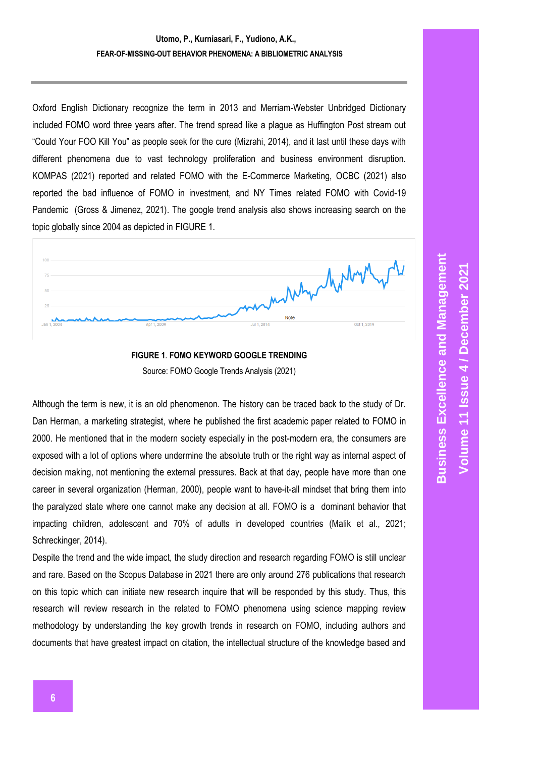Oxford English Dictionary recognize the term in 2013 and Merriam-Webster Unbridged Dictionary included FOMO word three years after. The trend spread like a plague as Huffington Post stream out "Could Your FOO Kill You" as people seek for the cure (Mizrahi, 2014), and it last until these days with different phenomena due to vast technology proliferation and business environment disruption. KOMPAS (2021) reported and related FOMO with the E-Commerce Marketing, OCBC (2021) also reported the bad influence of FOMO in investment, and NY Times related FOMO with Covid-19 Pandemic (Gross & Jimenez, 2021). The google trend analysis also shows increasing search on the topic globally since 2004 as depicted in FIGURE 1.

**FIGURE 1**. **FOMO KEYWORD GOOGLE TRENDING**

Source: FOMO Google Trends Analysis (2021)

Although the term is new, it is an old phenomenon. The history can be traced back to the study of Dr. Dan Herman, a marketing strategist, where he published the first academic paper related to FOMO in 2000. He mentioned that in the modern society especially in the post-modern era, the consumers are exposed with a lot of options where undermine the absolute truth or the right way as internal aspect of decision making, not mentioning the external pressures. Back at that day, people have more than one career in several organization (Herman, 2000), people want to have-it-all mindset that bring them into the paralyzed state where one cannot make any decision at all. FOMO is a dominant behavior that impacting children, adolescent and 70% of adults in developed countries (Malik et al., 2021; Schreckinger, 2014).

Despite the trend and the wide impact, the study direction and research regarding FOMO is still unclear and rare. Based on the Scopus Database in 2021 there are only around 276 publications that research on this topic which can initiate new research inquire that will be responded by this study. Thus, this research will review research in the related to FOMO phenomena using science mapping review methodology by understanding the key growth trends in research on FOMO, including authors and documents that have greatest impact on citation, the intellectual structure of the knowledge based and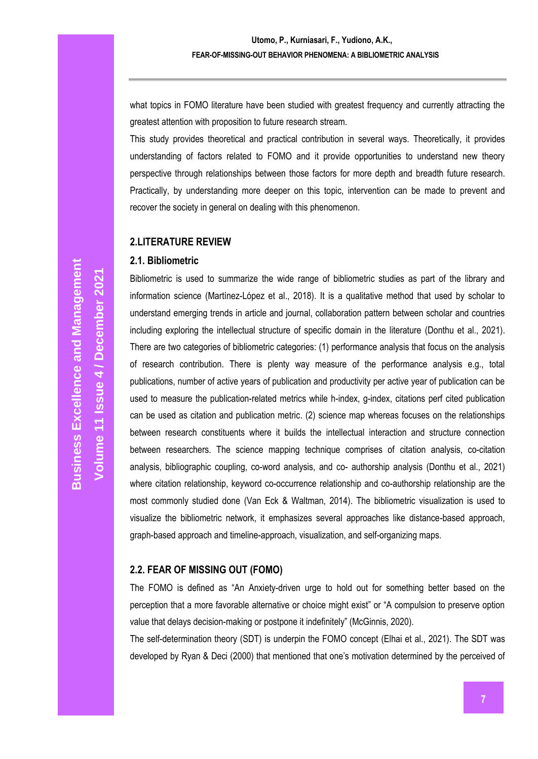what topics in FOMO literature have been studied with greatest frequency and currently attracting the greatest attention with proposition to future research stream.

This study provides theoretical and practical contribution in several ways. Theoretically, it provides understanding of factors related to FOMO and it provide opportunities to understand new theory perspective through relationships between those factors for more depth and breadth future research. Practically, by understanding more deeper on this topic, intervention can be made to prevent and recover the society in general on dealing with this phenomenon.

## 2.LITERATURE REVIEW

### 2.1. Bibliometric

Bibliometric is used to summarize the wide range of bibliometric studies as part of the library and information science (Martínez-López et al., 2018). It is a qualitative method that used by scholar to understand emerging trends in article and journal, collaboration pattern between scholar and countries including exploring the intellectual structure of specific domain in the literature (Donthu et al., 2021). There are two categories of bibliometric categories: (1) performance analysis that focus on the analysis of research contribution. There is plenty way measure of the performance analysis e.g., total publications, number of active years of publication and productivity per active year of publication can be used to measure the publication-related metrics while h-index, g-index, citations perf cited publication can be used as citation and publication metric. (2) science map whereas focuses on the relationships between research constituents where it builds the intellectual interaction and structure connection between researchers. The science mapping technique comprises of citation analysis, co-citation analysis, bibliographic coupling, co-word analysis, and co- authorship analysis (Donthu et al., 2021) where citation relationship, keyword co-occurrence relationship and co-authorship relationship are the most commonly studied done (Van Eck & Waltman, 2014). The bibliometric visualization is used to visualize the bibliometric network, it emphasizes several approaches like distance-based approach, graph-based approach and timeline-approach, visualization, and self-organizing maps.

### 2.2. FEAR OF MISSING OUT (FOMO)

The FOMO is defined as "An Anxiety-driven urge to hold out for something better based on the perception that a more favorable alternative or choice might exist" or "A compulsion to preserve option value that delays decision-making or postpone it indefinitely" (McGinnis, 2020).

The self-determination theory (SDT) is underpin the FOMO concept (Elhai et al., 2021). The SDT was developed by Ryan & Deci (2000) that mentioned that one's motivation determined by the perceived of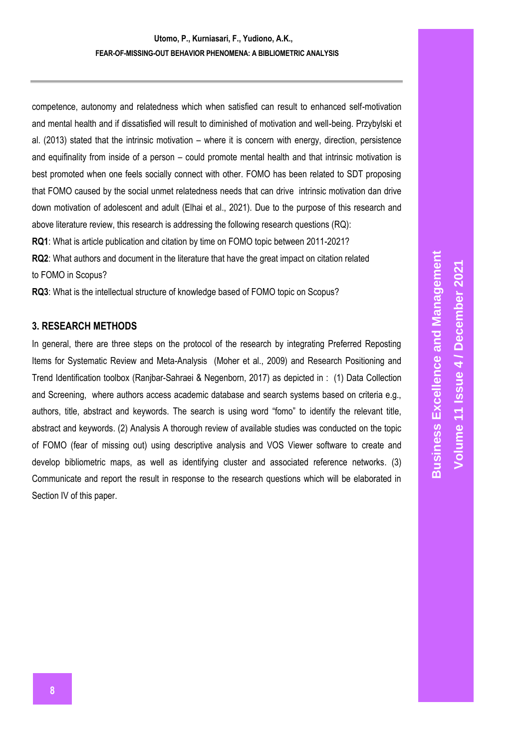competence, autonomy and relatedness which when satisfied can result to enhanced self-motivation and mental health and if dissatisfied will result to diminished of motivation and well-being. Przybylski et al. (2013) stated that the intrinsic motivation – where it is concern with energy, direction, persistence and equifinality from inside of a person – could promote mental health and that intrinsic motivation is best promoted when one feels socially connect with other. FOMO has been related to SDT proposing that FOMO caused by the social unmet relatedness needs that can drive intrinsic motivation dan drive down motivation of adolescent and adult (Elhai et al., 2021). Due to the purpose of this research and above literature review, this research is addressing the following research questions (RQ):

**RQ1**: What is article publication and citation by time on FOMO topic between 2011-2021?

**RQ2**: What authors and document in the literature that have the great impact on citation related to FOMO in Scopus?

**RQ3**: What is the intellectual structure of knowledge based of FOMO topic on Scopus?

## 3. RESEARCH METHODS

In general, there are three steps on the protocol of the research by integrating Preferred Reposting Items for Systematic Review and Meta-Analysis (Moher et al., 2009) and Research Positioning and Trend Identification toolbox (Ranjbar-Sahraei & Negenborn, 2017) as depicted in : (1) Data Collection and Screening, where authors access academic database and search systems based on criteria e.g., authors, title, abstract and keywords. The search is using word "fomo" to identify the relevant title, abstract and keywords. (2) Analysis A thorough review of available studies was conducted on the topic of FOMO (fear of missing out) using descriptive analysis and VOS Viewer software to create and develop bibliometric maps, as well as identifying cluster and associated reference networks. (3) Communicate and report the result in response to the research questions which will be elaborated in Section IV of this paper.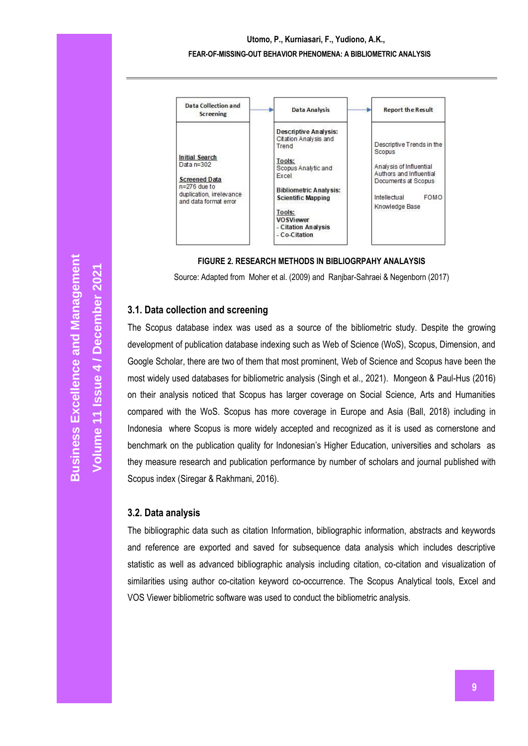| Data Collection and Screening | Data Analysis | Report the Result |
|---|---|---|
| Initial Search<br>Data n=302<br><br>Screened Data<br>n=276 due to duplication, irrelevance and data format error | Descriptive Analysis: Citation Analysis and Trend<br><br>Tools: Scopus Analytic and Excel<br><br>Bibliometric Analysis: Scientific Mapping<br><br>Tools: VOSViewer<br>- Citation Analysis<br>- Co-Citation | Descriptive Trends in the Scopus<br><br>Analysis of Influential Authors and Influential Documents at Scopus<br><br>Intellectual FOMO Knowledge Base |

**FIGURE 2. RESEARCH METHODS IN BIBLIOGRPAHY ANALAYSIS**

Source: Adapted from Moher et al. (2009) and Ranjbar-Sahraei & Negenborn (2017)

## 3.1. Data collection and screening

The Scopus database index was used as a source of the bibliometric study. Despite the growing development of publication database indexing such as Web of Science (WoS), Scopus, Dimension, and Google Scholar, there are two of them that most prominent, Web of Science and Scopus have been the most widely used databases for bibliometric analysis (Singh et al., 2021). Mongeon & Paul-Hus (2016) on their analysis noticed that Scopus has larger coverage on Social Science, Arts and Humanities compared with the WoS. Scopus has more coverage in Europe and Asia (Ball, 2018) including in Indonesia where Scopus is more widely accepted and recognized as it is used as cornerstone and benchmark on the publication quality for Indonesian's Higher Education, universities and scholars as they measure research and publication performance by number of scholars and journal published with Scopus index (Siregar & Rakhmani, 2016).

## 3.2. Data analysis

The bibliographic data such as citation Information, bibliographic information, abstracts and keywords and reference are exported and saved for subsequence data analysis which includes descriptive statistic as well as advanced bibliographic analysis including citation, co-citation and visualization of similarities using author co-citation keyword co-occurrence. The Scopus Analytical tools, Excel and VOS Viewer bibliometric software was used to conduct the bibliometric analysis.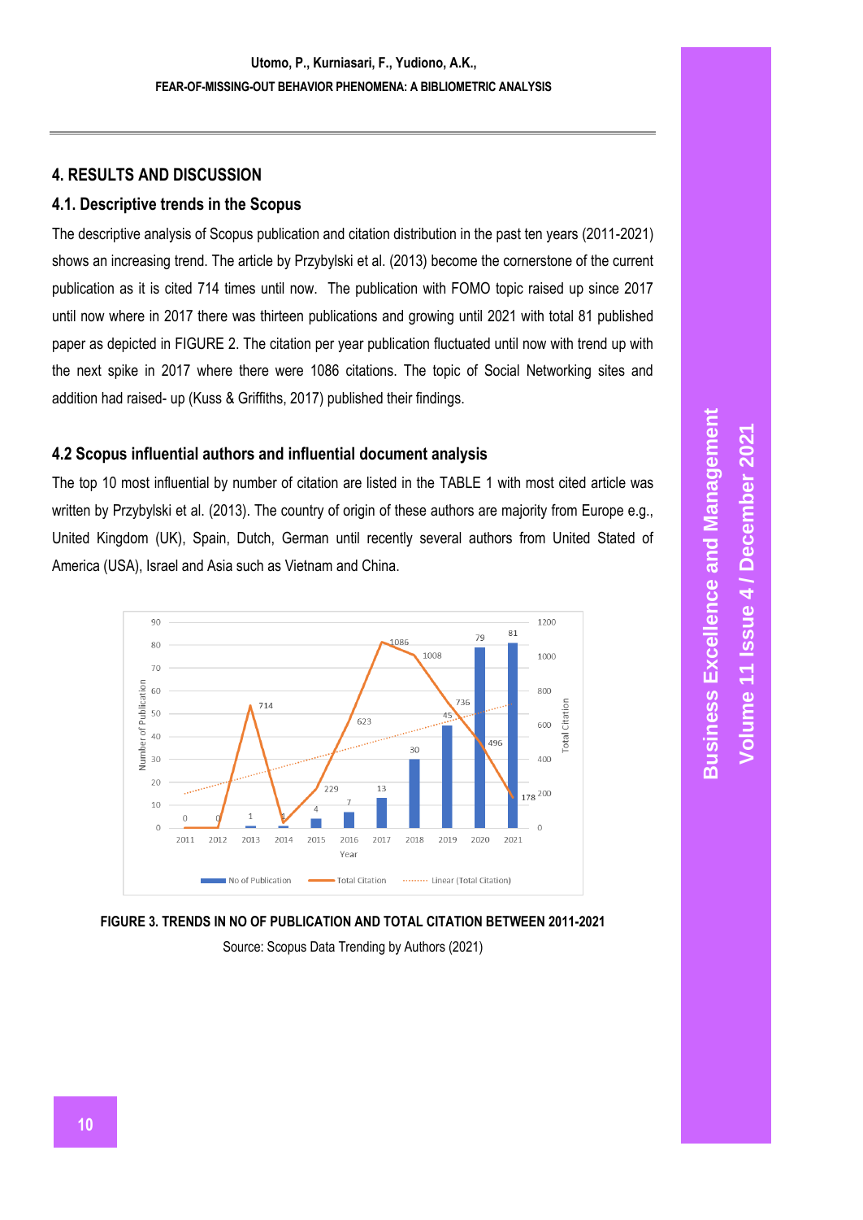## 4. RESULTS AND DISCUSSION

### 4.1. Descriptive trends in the Scopus

The descriptive analysis of Scopus publication and citation distribution in the past ten years (2011-2021) shows an increasing trend. The article by Przybylski et al. (2013) become the cornerstone of the current publication as it is cited 714 times until now. The publication with FOMO topic raised up since 2017 until now where in 2017 there was thirteen publications and growing until 2021 with total 81 published paper as depicted in FIGURE 2. The citation per year publication fluctuated until now with trend up with the next spike in 2017 where there were 1086 citations. The topic of Social Networking sites and addition had raised- up (Kuss & Griffiths, 2017) published their findings.

### 4.2 Scopus influential authors and influential document analysis

The top 10 most influential by number of citation are listed in the TABLE 1 with most cited article was written by Przybylski et al. (2013). The country of origin of these authors are majority from Europe e.g., United Kingdom (UK), Spain, Dutch, German until recently several authors from United Stated of America (USA), Israel and Asia such as Vietnam and China.

**FIGURE 3. TRENDS IN NO OF PUBLICATION AND TOTAL CITATION BETWEEN 2011-2021**

Source: Scopus Data Trending by Authors (2021)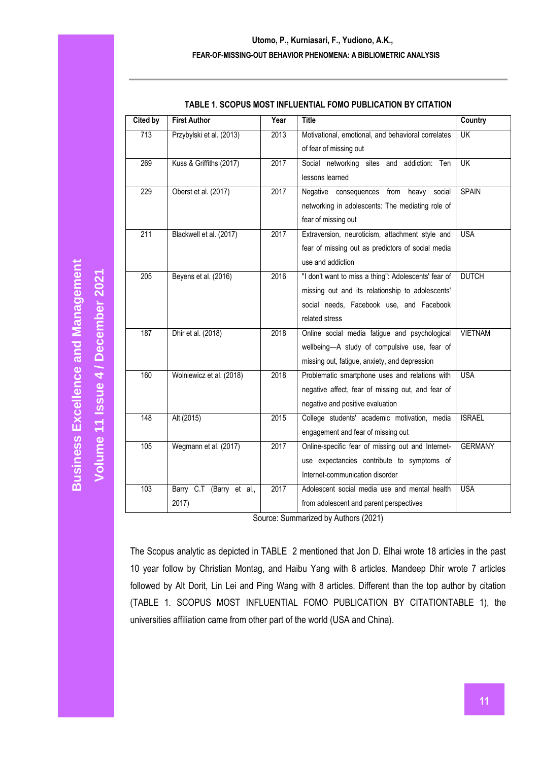**TABLE 1. SCOPUS MOST INFLUENTIAL FOMO PUBLICATION BY CITATION**

| Cited by | First Author | Year | Title | Country |
|---|---|---|---|---|
| 713 | Przybylski et al. (2013) | 2013 | Motivational, emotional, and behavioral correlates of fear of missing out | UK |
| 269 | Kuss & Griffiths (2017) | 2017 | Social networking sites and addiction: Ten lessons learned | UK |
| 229 | Oberst et al. (2017) | 2017 | Negative consequences from heavy social networking in adolescents: The mediating role of fear of missing out | SPAIN |
| 211 | Blackwell et al. (2017) | 2017 | Extraversion, neuroticism, attachment style and fear of missing out as predictors of social media use and addiction | USA |
| 205 | Beyens et al. (2016) | 2016 | "I don't want to miss a thing": Adolescents' fear of missing out and its relationship to adolescents' social needs, Facebook use, and Facebook related stress | DUTCH |
| 187 | Dhir et al. (2018) | 2018 | Online social media fatigue and psychological wellbeing—A study of compulsive use, fear of missing out, fatigue, anxiety, and depression | VIETNAM |
| 160 | Wolniewicz et al. (2018) | 2018 | Problematic smartphone uses and relations with negative affect, fear of missing out, and fear of negative and positive evaluation | USA |
| 148 | Alt (2015) | 2015 | College students' academic motivation, media engagement and fear of missing out | ISRAEL |
| 105 | Wegmann et al. (2017) | 2017 | Online-specific fear of missing out and Internet-use expectancies contribute to symptoms of Internet-communication disorder | GERMANY |
| 103 | Barry C.T (Barry et al., 2017) | 2017 | Adolescent social media use and mental health from adolescent and parent perspectives | USA |

Source: Summarized by Authors (2021)

The Scopus analytic as depicted in TABLE 2 mentioned that Jon D. Elhai wrote 18 articles in the past 10 year follow by Christian Montag, and Haibu Yang with 8 articles. Mandeep Dhir wrote 7 articles followed by Alt Dorit, Lin Lei and Ping Wang with 8 articles. Different than the top author by citation (TABLE 1. SCOPUS MOST INFLUENTIAL FOMO PUBLICATION BY CITATIONTABLE 1), the universities affiliation came from other part of the world (USA and China).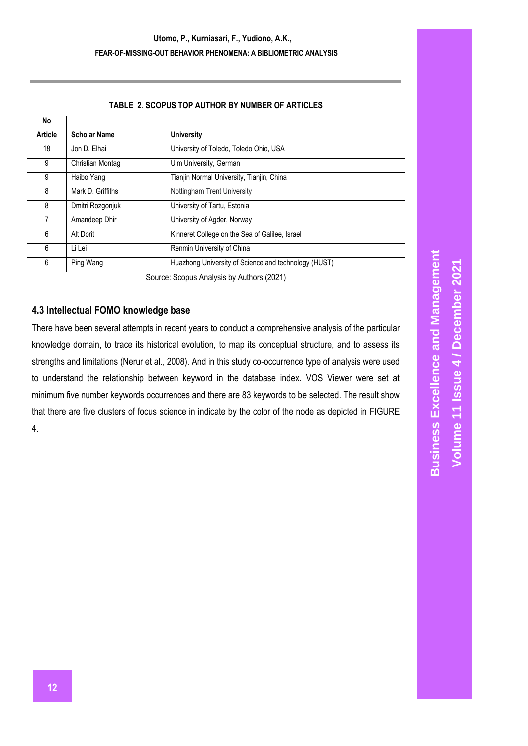**TABLE 2. SCOPUS TOP AUTHOR BY NUMBER OF ARTICLES**

| No Article | Scholar Name | University |
|---|---|---|
| 18 | Jon D. Elhai | University of Toledo, Toledo Ohio, USA |
| 9 | Christian Montag | Ulm University, German |
| 9 | Haibo Yang | Tianjin Normal University, Tianjin, China |
| 8 | Mark D. Griffiths | Nottingham Trent University |
| 8 | Dmitri Rozgonjuk | University of Tartu, Estonia |
| 7 | Amandeep Dhir | University of Agder, Norway |
| 6 | Alt Dorit | Kinneret College on the Sea of Galilee, Israel |
| 6 | Li Lei | Renmin University of China |
| 6 | Ping Wang | Huazhong University of Science and technology (HUST) |

Source: Scopus Analysis by Authors (2021)

### 4.3 Intellectual FOMO knowledge base

There have been several attempts in recent years to conduct a comprehensive analysis of the particular knowledge domain, to trace its historical evolution, to map its conceptual structure, and to assess its strengths and limitations (Nerur et al., 2008). And in this study co-occurrence type of analysis were used to understand the relationship between keyword in the database index. VOS Viewer were set at minimum five number keywords occurrences and there are 83 keywords to be selected. The result show that there are five clusters of focus science in indicate by the color of the node as depicted in FIGURE 4.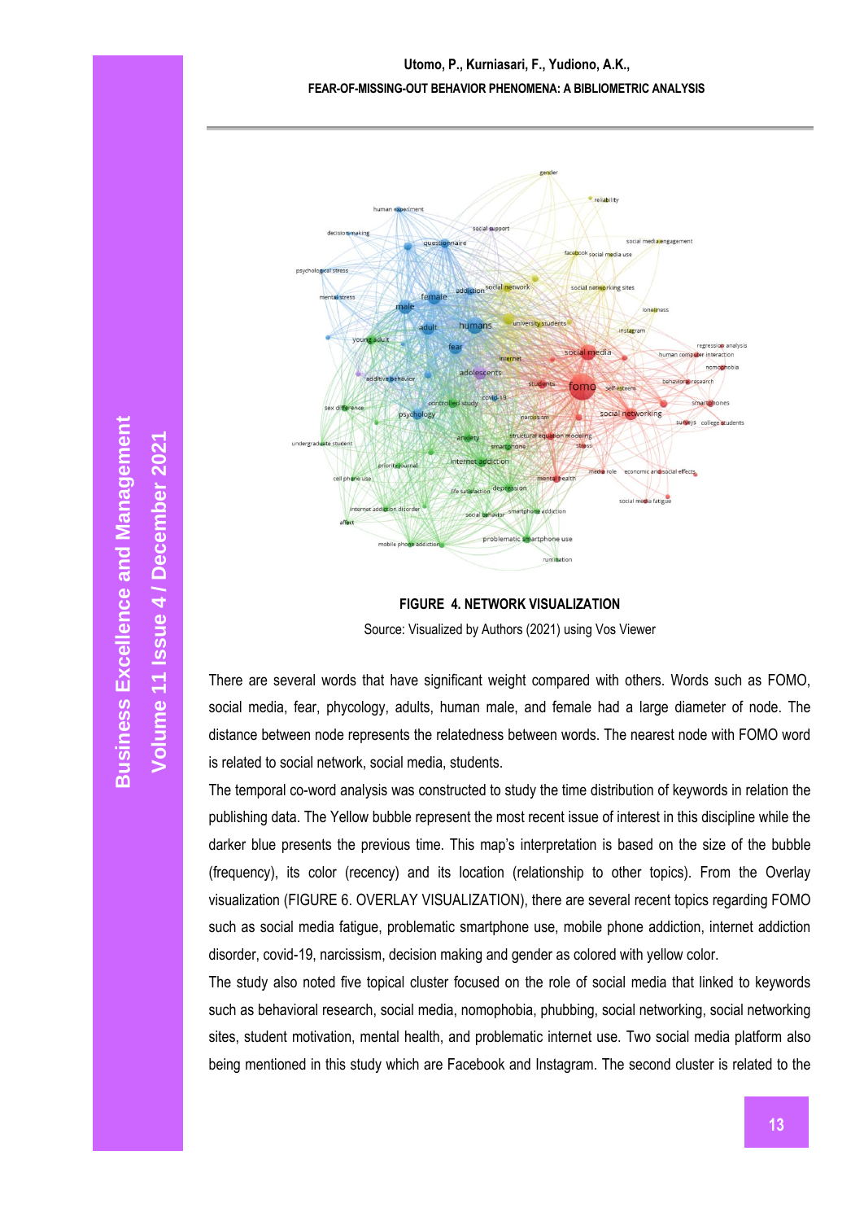**FIGURE 4. NETWORK VISUALIZATION**

Source: Visualized by Authors (2021) using Vos Viewer

There are several words that have significant weight compared with others. Words such as FOMO, social media, fear, phycology, adults, human male, and female had a large diameter of node. The distance between node represents the relatedness between words. The nearest node with FOMO word is related to social network, social media, students.

The temporal co-word analysis was constructed to study the time distribution of keywords in relation the publishing data. The Yellow bubble represent the most recent issue of interest in this discipline while the darker blue presents the previous time. This map's interpretation is based on the size of the bubble (frequency), its color (recency) and its location (relationship to other topics). From the Overlay visualization (FIGURE 6. OVERLAY VISUALIZATION), there are several recent topics regarding FOMO such as social media fatigue, problematic smartphone use, mobile phone addiction, internet addiction disorder, covid-19, narcissism, decision making and gender as colored with yellow color.

The study also noted five topical cluster focused on the role of social media that linked to keywords such as behavioral research, social media, nomophobia, phubbing, social networking, social networking sites, student motivation, mental health, and problematic internet use. Two social media platform also being mentioned in this study which are Facebook and Instagram. The second cluster is related to the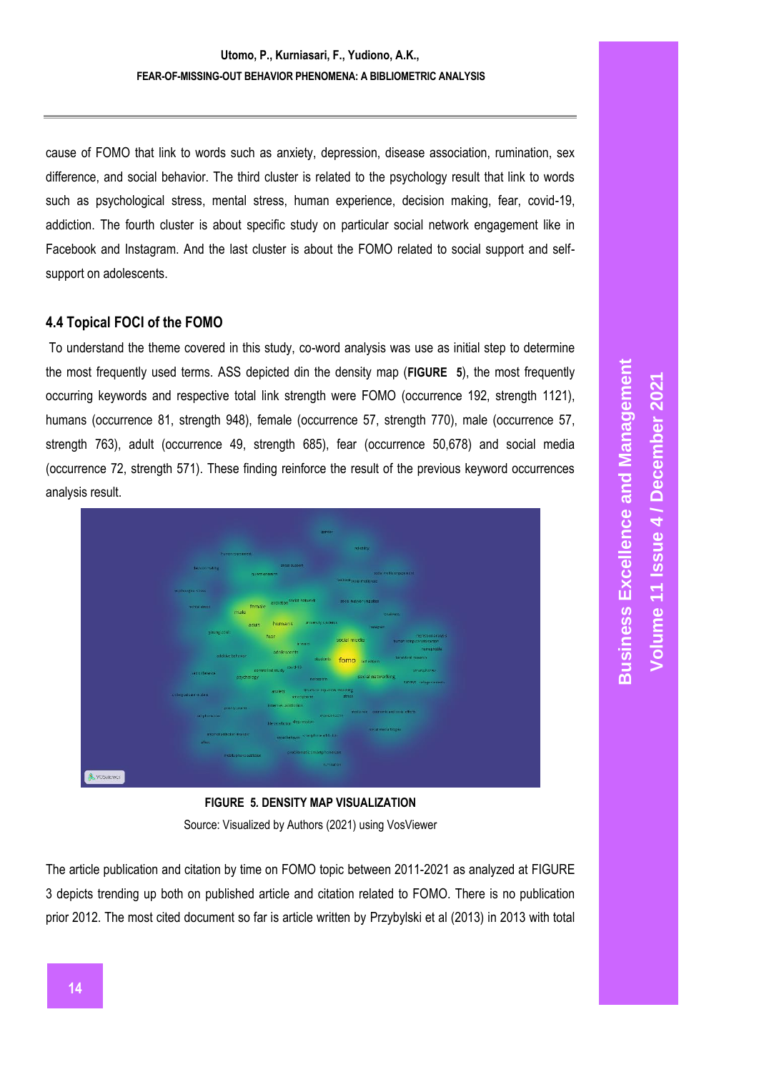cause of FOMO that link to words such as anxiety, depression, disease association, rumination, sex difference, and social behavior. The third cluster is related to the psychology result that link to words such as psychological stress, mental stress, human experience, decision making, fear, covid-19, addiction. The fourth cluster is about specific study on particular social network engagement like in Facebook and Instagram. And the last cluster is about the FOMO related to social support and self-support on adolescents.

### 4.4 Topical FOCI of the FOMO

To understand the theme covered in this study, co-word analysis was use as initial step to determine the most frequently used terms. ASS depicted din the density map (**FIGURE 5**), the most frequently occurring keywords and respective total link strength were FOMO (occurrence 192, strength 1121), humans (occurrence 81, strength 948), female (occurrence 57, strength 770), male (occurrence 57, strength 763), adult (occurrence 49, strength 685), fear (occurrence 50,678) and social media (occurrence 72, strength 571). These finding reinforce the result of the previous keyword occurrences analysis result.

**FIGURE 5. DENSITY MAP VISUALIZATION**

Source: Visualized by Authors (2021) using VosViewer

The article publication and citation by time on FOMO topic between 2011-2021 as analyzed at FIGURE 3 depicts trending up both on published article and citation related to FOMO. There is no publication prior 2012. The most cited document so far is article written by Przybylski et al (2013) in 2013 with total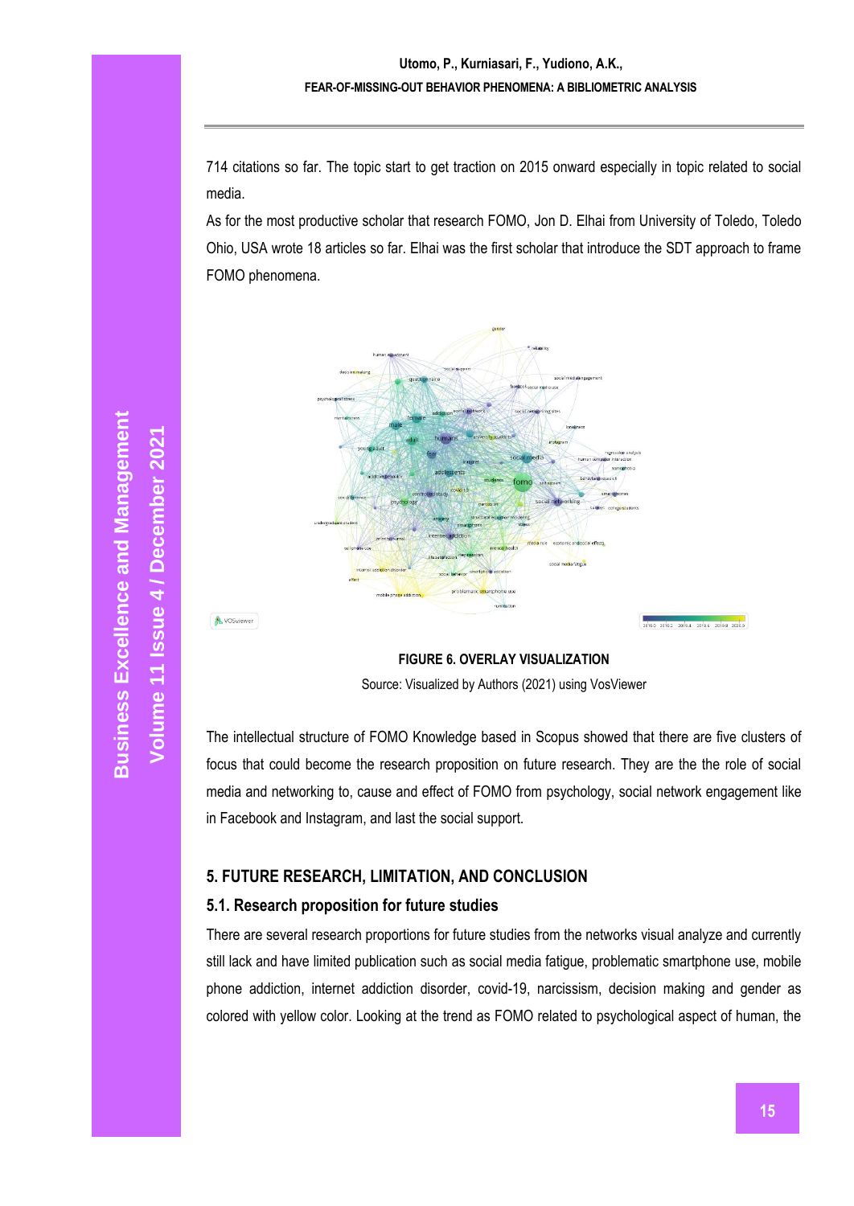714 citations so far. The topic start to get traction on 2015 onward especially in topic related to social media.

As for the most productive scholar that research FOMO, Jon D. Elhai from University of Toledo, Toledo Ohio, USA wrote 18 articles so far. Elhai was the first scholar that introduce the SDT approach to frame FOMO phenomena.

**FIGURE 6. OVERLAY VISUALIZATION**

Source: Visualized by Authors (2021) using VosViewer

The intellectual structure of FOMO Knowledge based in Scopus showed that there are five clusters of focus that could become the research proposition on future research. They are the the role of social media and networking to, cause and effect of FOMO from psychology, social network engagement like in Facebook and Instagram, and last the social support.

## 5. FUTURE RESEARCH, LIMITATION, AND CONCLUSION

### 5.1. Research proposition for future studies

There are several research proportions for future studies from the networks visual analyze and currently still lack and have limited publication such as social media fatigue, problematic smartphone use, mobile phone addiction, internet addiction disorder, covid-19, narcissism, decision making and gender as colored with yellow color. Looking at the trend as FOMO related to psychological aspect of human, the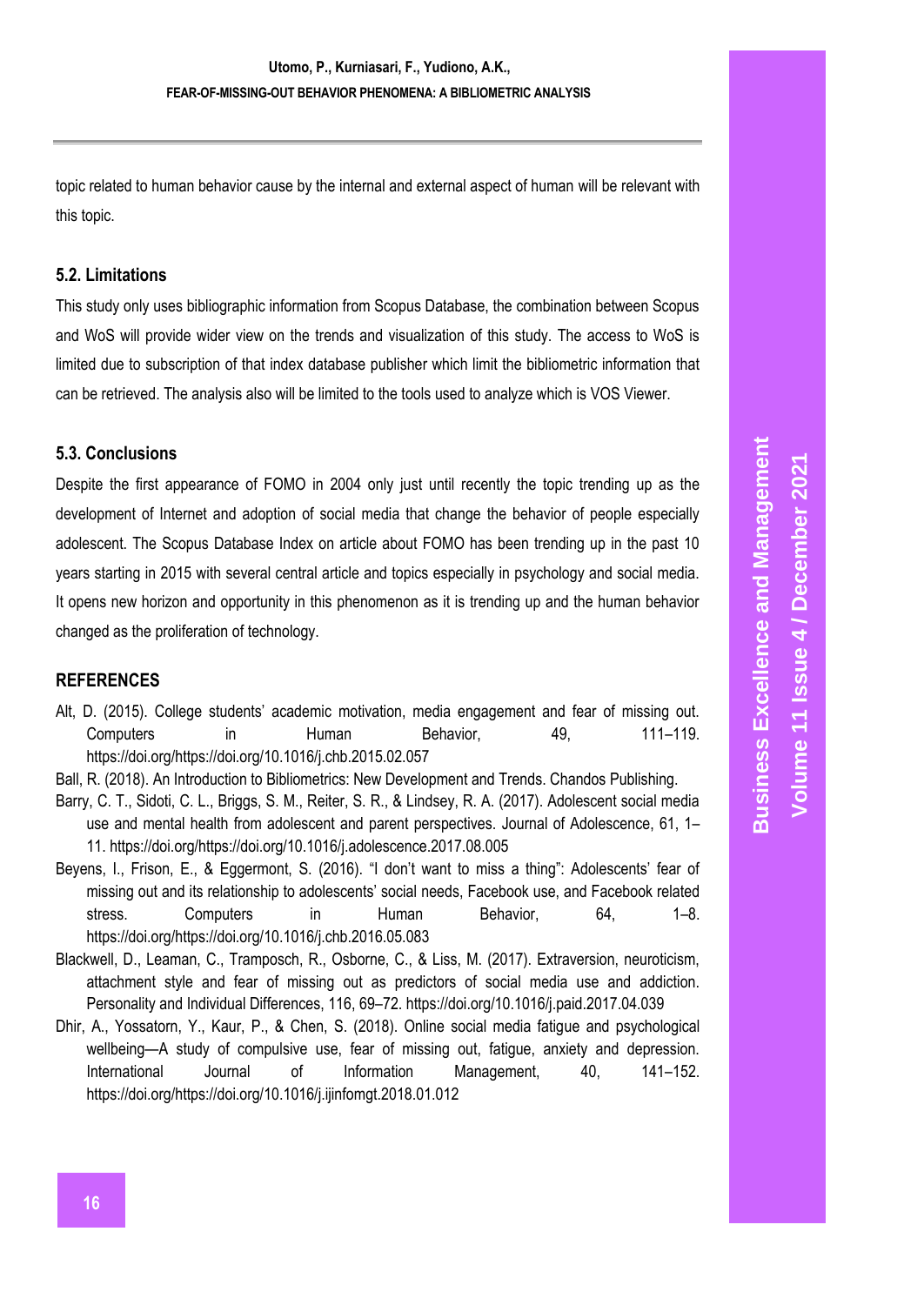topic related to human behavior cause by the internal and external aspect of human will be relevant with this topic.

### 5.2. Limitations

This study only uses bibliographic information from Scopus Database, the combination between Scopus and WoS will provide wider view on the trends and visualization of this study. The access to WoS is limited due to subscription of that index database publisher which limit the bibliometric information that can be retrieved. The analysis also will be limited to the tools used to analyze which is VOS Viewer.

### 5.3. Conclusions

Despite the first appearance of FOMO in 2004 only just until recently the topic trending up as the development of Internet and adoption of social media that change the behavior of people especially adolescent. The Scopus Database Index on article about FOMO has been trending up in the past 10 years starting in 2015 with several central article and topics especially in psychology and social media. It opens new horizon and opportunity in this phenomenon as it is trending up and the human behavior changed as the proliferation of technology.

## REFERENCES

Alt, D. (2015). College students' academic motivation, media engagement and fear of missing out. Computers in Human Behavior, 49, 111–119. https://doi.org/https://doi.org/10.1016/j.chb.2015.02.057

Ball, R. (2018). An Introduction to Bibliometrics: New Development and Trends. Chandos Publishing.

Barry, C. T., Sidoti, C. L., Briggs, S. M., Reiter, S. R., & Lindsey, R. A. (2017). Adolescent social media use and mental health from adolescent and parent perspectives. Journal of Adolescence, 61, 1–11. https://doi.org/https://doi.org/10.1016/j.adolescence.2017.08.005

Beyens, I., Frison, E., & Eggermont, S. (2016). "I don't want to miss a thing": Adolescents' fear of missing out and its relationship to adolescents' social needs, Facebook use, and Facebook related stress. Computers in Human Behavior, 64, 1–8. https://doi.org/https://doi.org/10.1016/j.chb.2016.05.083

Blackwell, D., Leaman, C., Tramposch, R., Osborne, C., & Liss, M. (2017). Extraversion, neuroticism, attachment style and fear of missing out as predictors of social media use and addiction. Personality and Individual Differences, 116, 69–72. https://doi.org/10.1016/j.paid.2017.04.039

Dhir, A., Yossatorn, Y., Kaur, P., & Chen, S. (2018). Online social media fatigue and psychological wellbeing—A study of compulsive use, fear of missing out, fatigue, anxiety and depression. International Journal of Information Management, 40, 141–152. https://doi.org/https://doi.org/10.1016/j.ijinfomgt.2018.01.012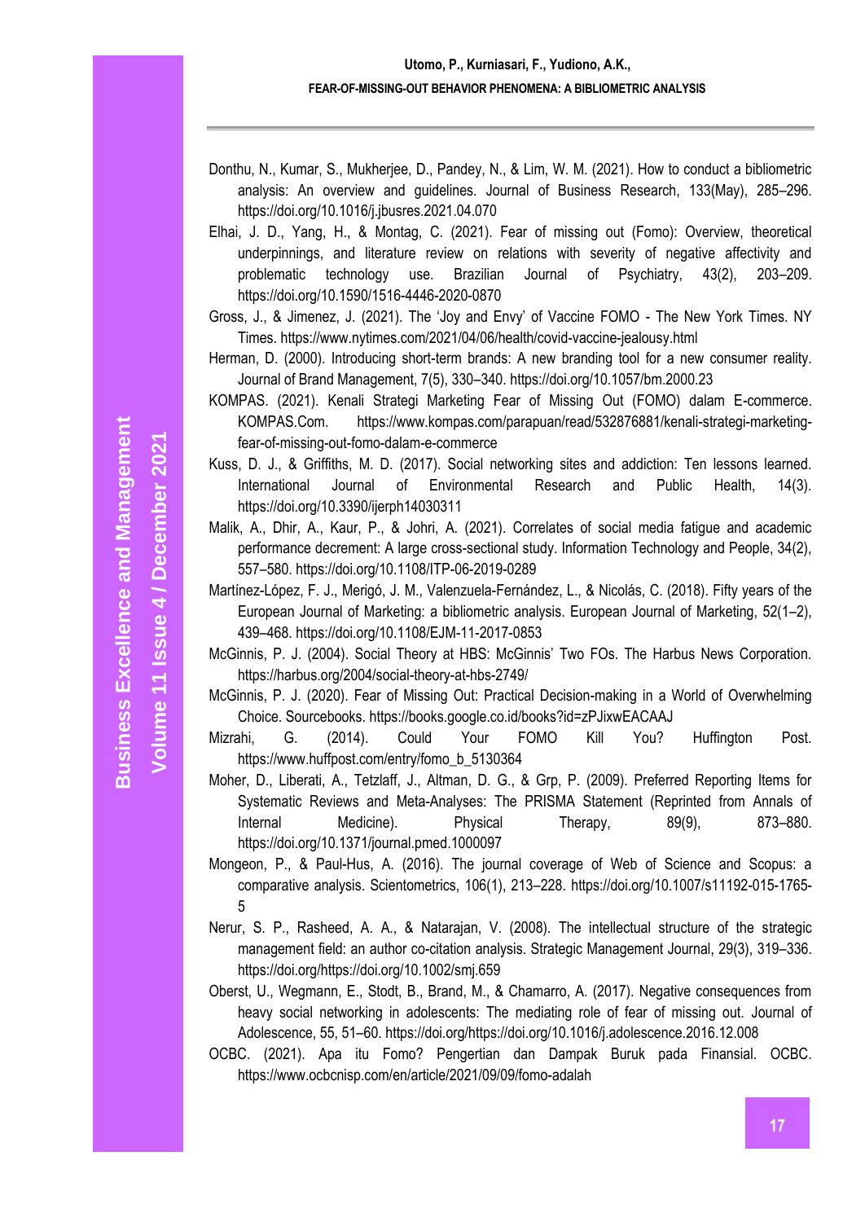Donthu, N., Kumar, S., Mukherjee, D., Pandey, N., & Lim, W. M. (2021). How to conduct a bibliometric analysis: An overview and guidelines. Journal of Business Research, 133(May), 285–296. https://doi.org/10.1016/j.jbusres.2021.04.070

Elhai, J. D., Yang, H., & Montag, C. (2021). Fear of missing out (Fomo): Overview, theoretical underpinnings, and literature review on relations with severity of negative affectivity and problematic technology use. Brazilian Journal of Psychiatry, 43(2), 203–209. https://doi.org/10.1590/1516-4446-2020-0870

Gross, J., & Jimenez, J. (2021). The 'Joy and Envy' of Vaccine FOMO - The New York Times. NY Times. https://www.nytimes.com/2021/04/06/health/covid-vaccine-jealousy.html

Herman, D. (2000). Introducing short-term brands: A new branding tool for a new consumer reality. Journal of Brand Management, 7(5), 330–340. https://doi.org/10.1057/bm.2000.23

KOMPAS. (2021). Kenali Strategi Marketing Fear of Missing Out (FOMO) dalam E-commerce. KOMPAS.Com. https://www.kompas.com/parapuan/read/532876881/kenali-strategi-marketing-fear-of-missing-out-fomo-dalam-e-commerce

Kuss, D. J., & Griffiths, M. D. (2017). Social networking sites and addiction: Ten lessons learned. International Journal of Environmental Research and Public Health, 14(3). https://doi.org/10.3390/ijerph14030311

Malik, A., Dhir, A., Kaur, P., & Johri, A. (2021). Correlates of social media fatigue and academic performance decrement: A large cross-sectional study. Information Technology and People, 34(2), 557–580. https://doi.org/10.1108/ITP-06-2019-0289

Martínez-López, F. J., Merigó, J. M., Valenzuela-Fernández, L., & Nicolás, C. (2018). Fifty years of the European Journal of Marketing: a bibliometric analysis. European Journal of Marketing, 52(1–2), 439–468. https://doi.org/10.1108/EJM-11-2017-0853

McGinnis, P. J. (2004). Social Theory at HBS: McGinnis' Two FOs. The Harbus News Corporation. https://harbus.org/2004/social-theory-at-hbs-2749/

McGinnis, P. J. (2020). Fear of Missing Out: Practical Decision-making in a World of Overwhelming Choice. Sourcebooks. https://books.google.co.id/books?id=zPJixwEACAAJ

Mizrahi, G. (2014). Could Your FOMO Kill You? Huffington Post. https://www.huffpost.com/entry/fomo_b_5130364

Moher, D., Liberati, A., Tetzlaff, J., Altman, D. G., & Grp, P. (2009). Preferred Reporting Items for Systematic Reviews and Meta-Analyses: The PRISMA Statement (Reprinted from Annals of Internal Medicine). Physical Therapy, 89(9), 873–880. https://doi.org/10.1371/journal.pmed.1000097

Mongeon, P., & Paul-Hus, A. (2016). The journal coverage of Web of Science and Scopus: a comparative analysis. Scientometrics, 106(1), 213–228. https://doi.org/10.1007/s11192-015-1765-5

Nerur, S. P., Rasheed, A. A., & Natarajan, V. (2008). The intellectual structure of the strategic management field: an author co-citation analysis. Strategic Management Journal, 29(3), 319–336. https://doi.org/https://doi.org/10.1002/smj.659

Oberst, U., Wegmann, E., Stodt, B., Brand, M., & Chamarro, A. (2017). Negative consequences from heavy social networking in adolescents: The mediating role of fear of missing out. Journal of Adolescence, 55, 51–60. https://doi.org/https://doi.org/10.1016/j.adolescence.2016.12.008

OCBC. (2021). Apa itu Fomo? Pengertian dan Dampak Buruk pada Finansial. OCBC. https://www.ocbcnisp.com/en/article/2021/09/09/fomo-adalah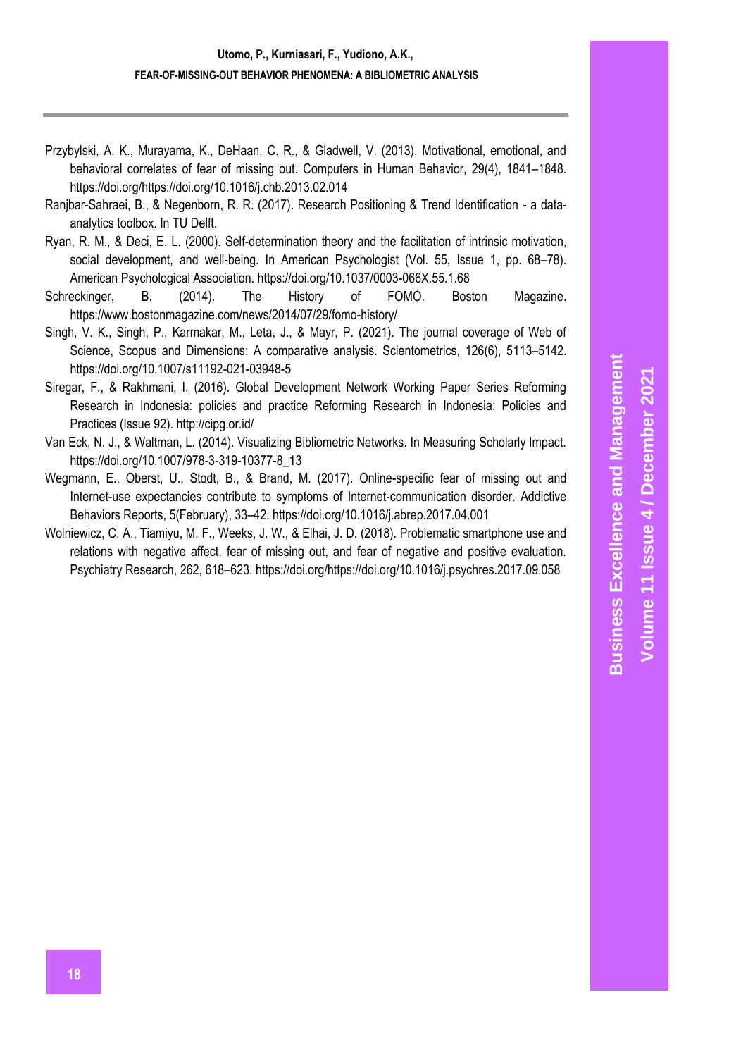Przybylski, A. K., Murayama, K., DeHaan, C. R., & Gladwell, V. (2013). Motivational, emotional, and behavioral correlates of fear of missing out. Computers in Human Behavior, 29(4), 1841–1848. https://doi.org/https://doi.org/10.1016/j.chb.2013.02.014

Ranjbar-Sahraei, B., & Negenborn, R. R. (2017). Research Positioning & Trend Identification - a data-analytics toolbox. In TU Delft.

Ryan, R. M., & Deci, E. L. (2000). Self-determination theory and the facilitation of intrinsic motivation, social development, and well-being. In American Psychologist (Vol. 55, Issue 1, pp. 68–78). American Psychological Association. https://doi.org/10.1037/0003-066X.55.1.68

Schreckinger, B. (2014). The History of FOMO. Boston Magazine. https://www.bostonmagazine.com/news/2014/07/29/fomo-history/

Singh, V. K., Singh, P., Karmakar, M., Leta, J., & Mayr, P. (2021). The journal coverage of Web of Science, Scopus and Dimensions: A comparative analysis. Scientometrics, 126(6), 5113–5142. https://doi.org/10.1007/s11192-021-03948-5

Siregar, F., & Rakhmani, I. (2016). Global Development Network Working Paper Series Reforming Research in Indonesia: policies and practice Reforming Research in Indonesia: Policies and Practices (Issue 92). http://cipg.or.id/

Van Eck, N. J., & Waltman, L. (2014). Visualizing Bibliometric Networks. In Measuring Scholarly Impact. https://doi.org/10.1007/978-3-319-10377-8_13

Wegmann, E., Oberst, U., Stodt, B., & Brand, M. (2017). Online-specific fear of missing out and Internet-use expectancies contribute to symptoms of Internet-communication disorder. Addictive Behaviors Reports, 5(February), 33–42. https://doi.org/10.1016/j.abrep.2017.04.001

Wolniewicz, C. A., Tiamiyu, M. F., Weeks, J. W., & Elhai, J. D. (2018). Problematic smartphone use and relations with negative affect, fear of missing out, and fear of negative and positive evaluation. Psychiatry Research, 262, 618–623. https://doi.org/https://doi.org/10.1016/j.psychres.2017.09.058